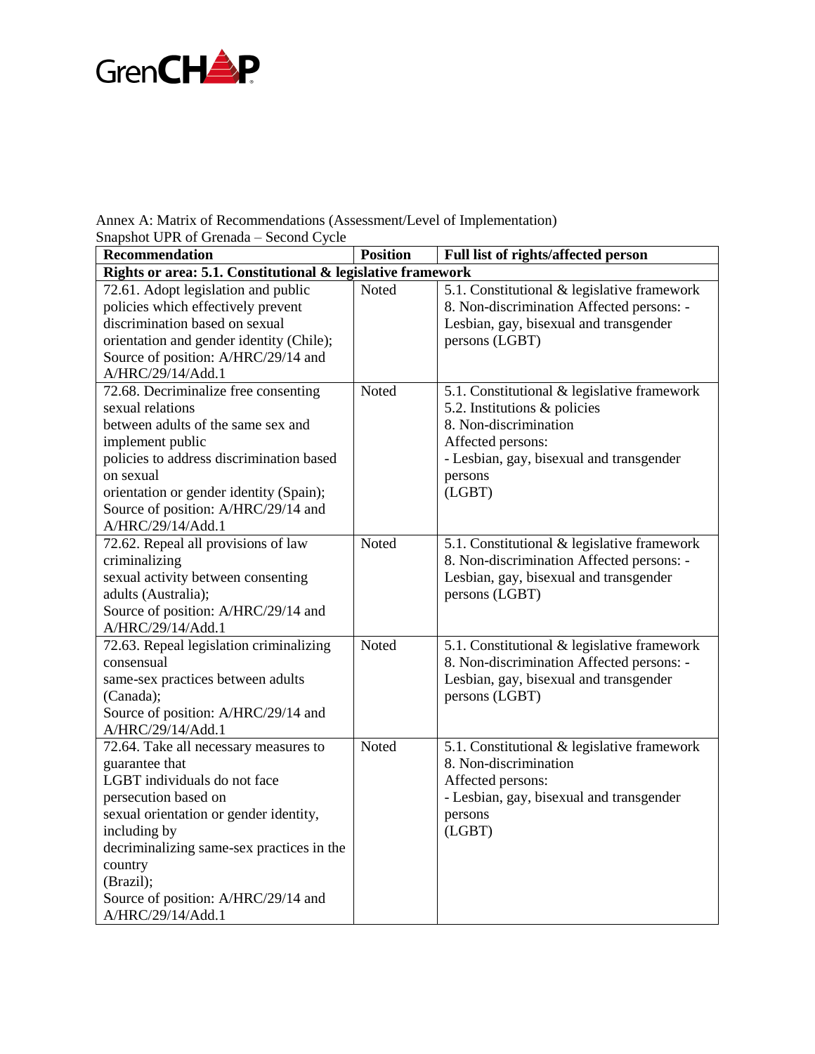GrenCHAP

Annex A: Matrix of Recommendations (Assessment/Level of Implementation)
Snapshot UPR of Grenada – Second Cycle

| Recommendation | Position | Full list of rights/affected person |
|---|---|---|
| **Rights or area: 5.1. Constitutional & legislative framework** | | |
| 72.61. Adopt legislation and public policies which effectively prevent discrimination based on sexual orientation and gender identity (Chile); Source of position: A/HRC/29/14 and A/HRC/29/14/Add.1 | Noted | 5.1. Constitutional & legislative framework 8. Non-discrimination Affected persons: - Lesbian, gay, bisexual and transgender persons (LGBT) |
| 72.68. Decriminalize free consenting sexual relations between adults of the same sex and implement public policies to address discrimination based on sexual orientation or gender identity (Spain); Source of position: A/HRC/29/14 and A/HRC/29/14/Add.1 | Noted | 5.1. Constitutional & legislative framework 5.2. Institutions & policies 8. Non-discrimination Affected persons: - Lesbian, gay, bisexual and transgender persons (LGBT) |
| 72.62. Repeal all provisions of law criminalizing sexual activity between consenting adults (Australia); Source of position: A/HRC/29/14 and A/HRC/29/14/Add.1 | Noted | 5.1. Constitutional & legislative framework 8. Non-discrimination Affected persons: - Lesbian, gay, bisexual and transgender persons (LGBT) |
| 72.63. Repeal legislation criminalizing consensual same-sex practices between adults (Canada); Source of position: A/HRC/29/14 and A/HRC/29/14/Add.1 | Noted | 5.1. Constitutional & legislative framework 8. Non-discrimination Affected persons: - Lesbian, gay, bisexual and transgender persons (LGBT) |
| 72.64. Take all necessary measures to guarantee that LGBT individuals do not face persecution based on sexual orientation or gender identity, including by decriminalizing same-sex practices in the country (Brazil); Source of position: A/HRC/29/14 and A/HRC/29/14/Add.1 | Noted | 5.1. Constitutional & legislative framework 8. Non-discrimination Affected persons: - Lesbian, gay, bisexual and transgender persons (LGBT) |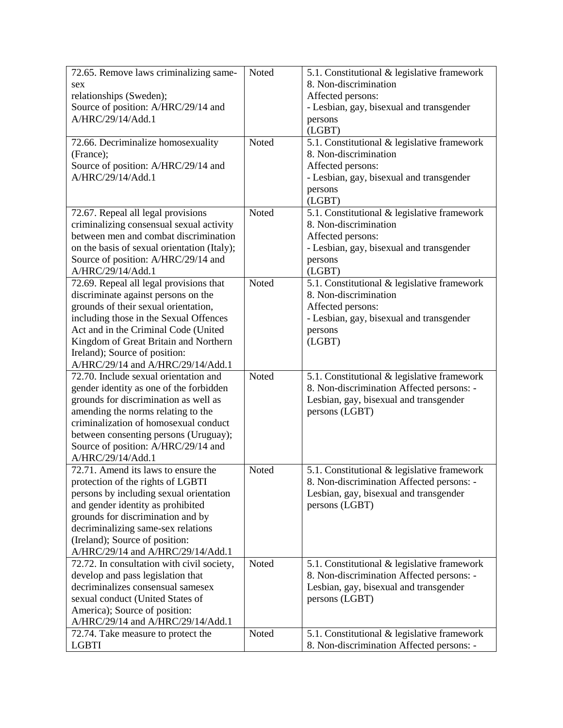| 72.65. Remove laws criminalizing same-sex relationships (Sweden); Source of position: A/HRC/29/14 and A/HRC/29/14/Add.1 | Noted | 5.1. Constitutional & legislative framework 8. Non-discrimination Affected persons: - Lesbian, gay, bisexual and transgender persons (LGBT) |
|---|---|---|
| 72.66. Decriminalize homosexuality (France); Source of position: A/HRC/29/14 and A/HRC/29/14/Add.1 | Noted | 5.1. Constitutional & legislative framework 8. Non-discrimination Affected persons: - Lesbian, gay, bisexual and transgender persons (LGBT) |
| 72.67. Repeal all legal provisions criminalizing consensual sexual activity between men and combat discrimination on the basis of sexual orientation (Italy); Source of position: A/HRC/29/14 and A/HRC/29/14/Add.1 | Noted | 5.1. Constitutional & legislative framework 8. Non-discrimination Affected persons: - Lesbian, gay, bisexual and transgender persons (LGBT) |
| 72.69. Repeal all legal provisions that discriminate against persons on the grounds of their sexual orientation, including those in the Sexual Offences Act and in the Criminal Code (United Kingdom of Great Britain and Northern Ireland); Source of position: A/HRC/29/14 and A/HRC/29/14/Add.1 | Noted | 5.1. Constitutional & legislative framework 8. Non-discrimination Affected persons: - Lesbian, gay, bisexual and transgender persons (LGBT) |
| 72.70. Include sexual orientation and gender identity as one of the forbidden grounds for discrimination as well as amending the norms relating to the criminalization of homosexual conduct between consenting persons (Uruguay); Source of position: A/HRC/29/14 and A/HRC/29/14/Add.1 | Noted | 5.1. Constitutional & legislative framework 8. Non-discrimination Affected persons: - Lesbian, gay, bisexual and transgender persons (LGBT) |
| 72.71. Amend its laws to ensure the protection of the rights of LGBTI persons by including sexual orientation and gender identity as prohibited grounds for discrimination and by decriminalizing same-sex relations (Ireland); Source of position: A/HRC/29/14 and A/HRC/29/14/Add.1 | Noted | 5.1. Constitutional & legislative framework 8. Non-discrimination Affected persons: - Lesbian, gay, bisexual and transgender persons (LGBT) |
| 72.72. In consultation with civil society, develop and pass legislation that decriminalizes consensual samesex sexual conduct (United States of America); Source of position: A/HRC/29/14 and A/HRC/29/14/Add.1 | Noted | 5.1. Constitutional & legislative framework 8. Non-discrimination Affected persons: - Lesbian, gay, bisexual and transgender persons (LGBT) |
| 72.74. Take measure to protect the LGBTI | Noted | 5.1. Constitutional & legislative framework 8. Non-discrimination Affected persons: - |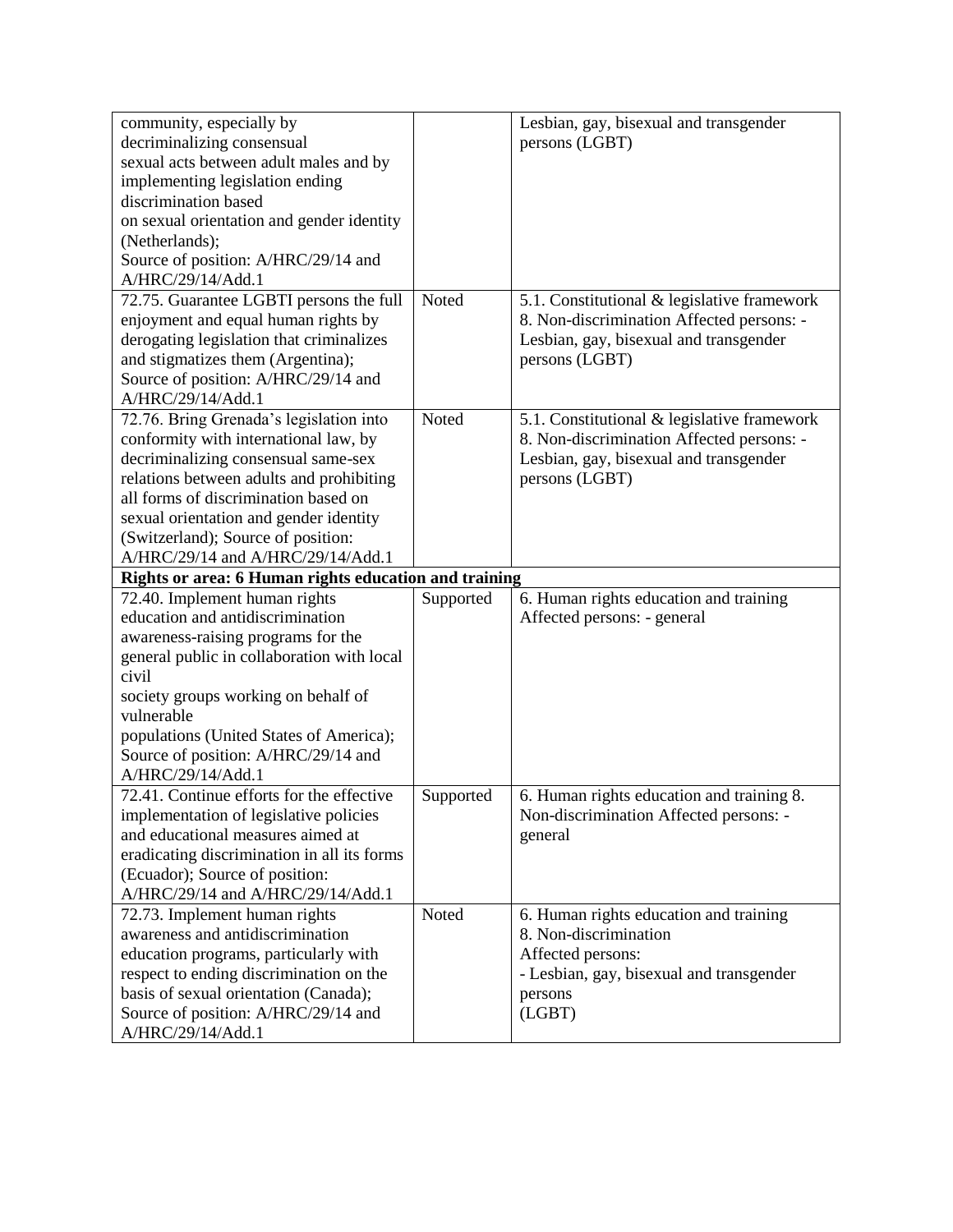| | | |
|---|---|---|
| community, especially by decriminalizing consensual sexual acts between adult males and by implementing legislation ending discrimination based on sexual orientation and gender identity (Netherlands); Source of position: A/HRC/29/14 and A/HRC/29/14/Add.1 | | Lesbian, gay, bisexual and transgender persons (LGBT) |
| 72.75. Guarantee LGBTI persons the full enjoyment and equal human rights by derogating legislation that criminalizes and stigmatizes them (Argentina); Source of position: A/HRC/29/14 and A/HRC/29/14/Add.1 | Noted | 5.1. Constitutional & legislative framework 8. Non-discrimination Affected persons: - Lesbian, gay, bisexual and transgender persons (LGBT) |
| 72.76. Bring Grenada's legislation into conformity with international law, by decriminalizing consensual same-sex relations between adults and prohibiting all forms of discrimination based on sexual orientation and gender identity (Switzerland); Source of position: A/HRC/29/14 and A/HRC/29/14/Add.1 | Noted | 5.1. Constitutional & legislative framework 8. Non-discrimination Affected persons: - Lesbian, gay, bisexual and transgender persons (LGBT) |
| **Rights or area: 6 Human rights education and training** | | |
| 72.40. Implement human rights education and antidiscrimination awareness-raising programs for the general public in collaboration with local civil society groups working on behalf of vulnerable populations (United States of America); Source of position: A/HRC/29/14 and A/HRC/29/14/Add.1 | Supported | 6. Human rights education and training Affected persons: - general |
| 72.41. Continue efforts for the effective implementation of legislative policies and educational measures aimed at eradicating discrimination in all its forms (Ecuador); Source of position: A/HRC/29/14 and A/HRC/29/14/Add.1 | Supported | 6. Human rights education and training 8. Non-discrimination Affected persons: - general |
| 72.73. Implement human rights awareness and antidiscrimination education programs, particularly with respect to ending discrimination on the basis of sexual orientation (Canada); Source of position: A/HRC/29/14 and A/HRC/29/14/Add.1 | Noted | 6. Human rights education and training 8. Non-discrimination Affected persons: - Lesbian, gay, bisexual and transgender persons (LGBT) |